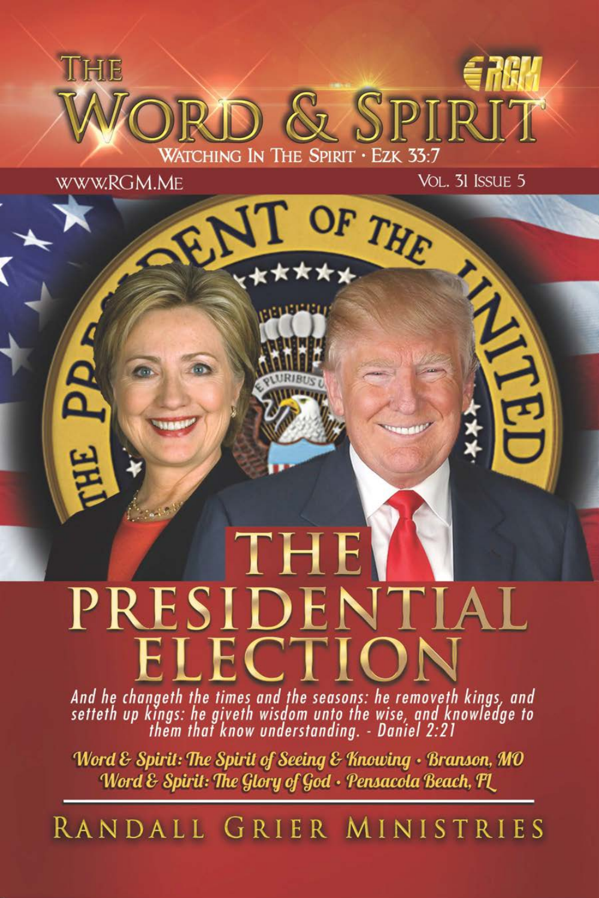# The Word & Spirit

RGM

Watching In The Spirit · Ezk 33:7

www.RGM.me

Vol. 31 Issue 5

# The Presidential Election

*And he changeth the times and the seasons: he removeth kings, and setteth up kings: he giveth wisdom unto the wise, and knowledge to them that know understanding. - Daniel 2:21*

*Word & Spirit: The Spirit of Seeing & Knowing · Branson, MO*

*Word & Spirit: The Glory of God · Pensacola Beach, FL*

---

Randall Grier Ministries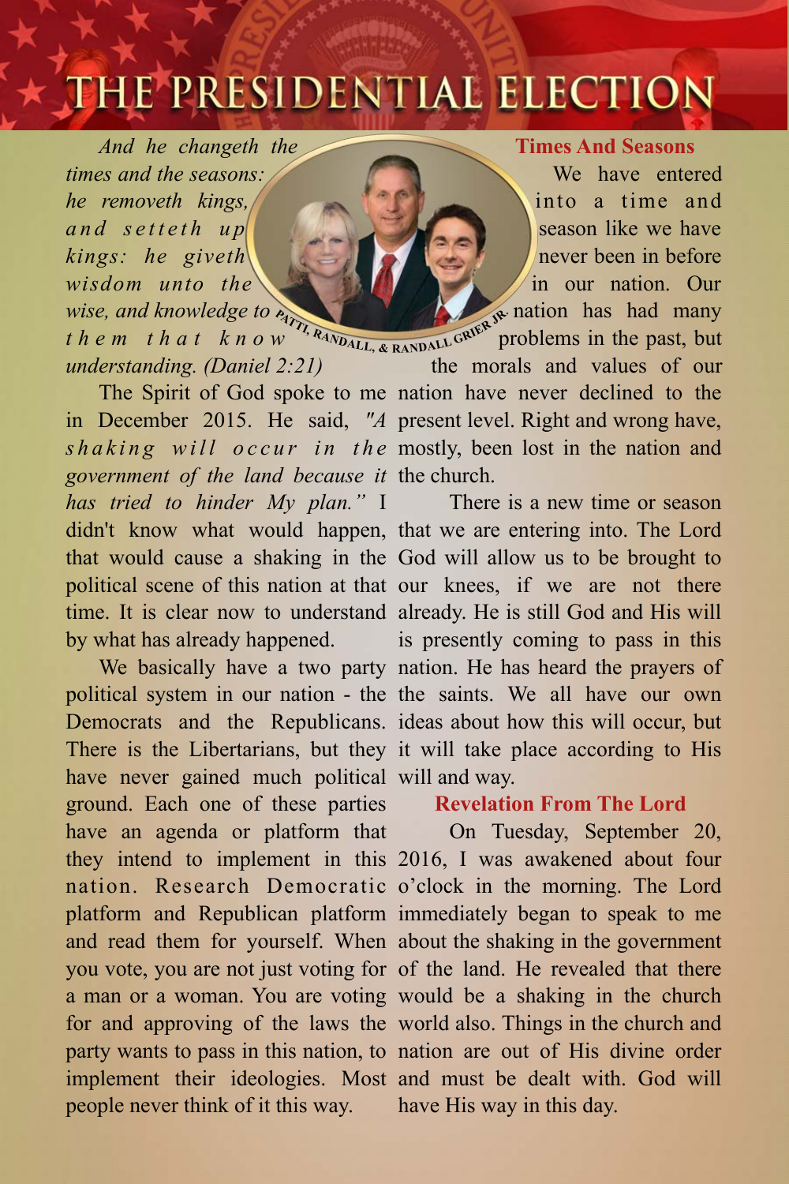# THE PRESIDENTIAL ELECTION

*And he changeth the times and the seasons: he removeth kings, and setteth up kings: he giveth wisdom unto the wise, and knowledge to them that know understanding. (Daniel 2:21)*

PATTI, RANDALL, & RANDALL GRIER JR.

The Spirit of God spoke to me in December 2015. He said, *"A shaking will occur in the government of the land because it has tried to hinder My plan."* I didn't know what would happen, that would cause a shaking in the political scene of this nation at that time. It is clear now to understand by what has already happened.

We basically have a two party political system in our nation - the Democrats and the Republicans. There is the Libertarians, but they have never gained much political ground. Each one of these parties have an agenda or platform that they intend to implement in this nation. Research Democratic platform and Republican platform and read them for yourself. When you vote, you are not just voting for a man or a woman. You are voting for and approving of the laws the party wants to pass in this nation, to implement their ideologies. Most people never think of it this way.

## Times And Seasons

We have entered into a time and season like we have never been in before in our nation. Our nation has had many problems in the past, but the morals and values of our nation have never declined to the present level. Right and wrong have, mostly, been lost in the nation and the church.

There is a new time or season that we are entering into. The Lord God will allow us to be brought to our knees, if we are not there already. He is still God and His will is presently coming to pass in this nation. He has heard the prayers of the saints. We all have our own ideas about how this will occur, but it will take place according to His will and way.

## Revelation From The Lord

On Tuesday, September 20, 2016, I was awakened about four o'clock in the morning. The Lord immediately began to speak to me about the shaking in the government of the land. He revealed that there would be a shaking in the church world also. Things in the church and nation are out of His divine order and must be dealt with. God will have His way in this day.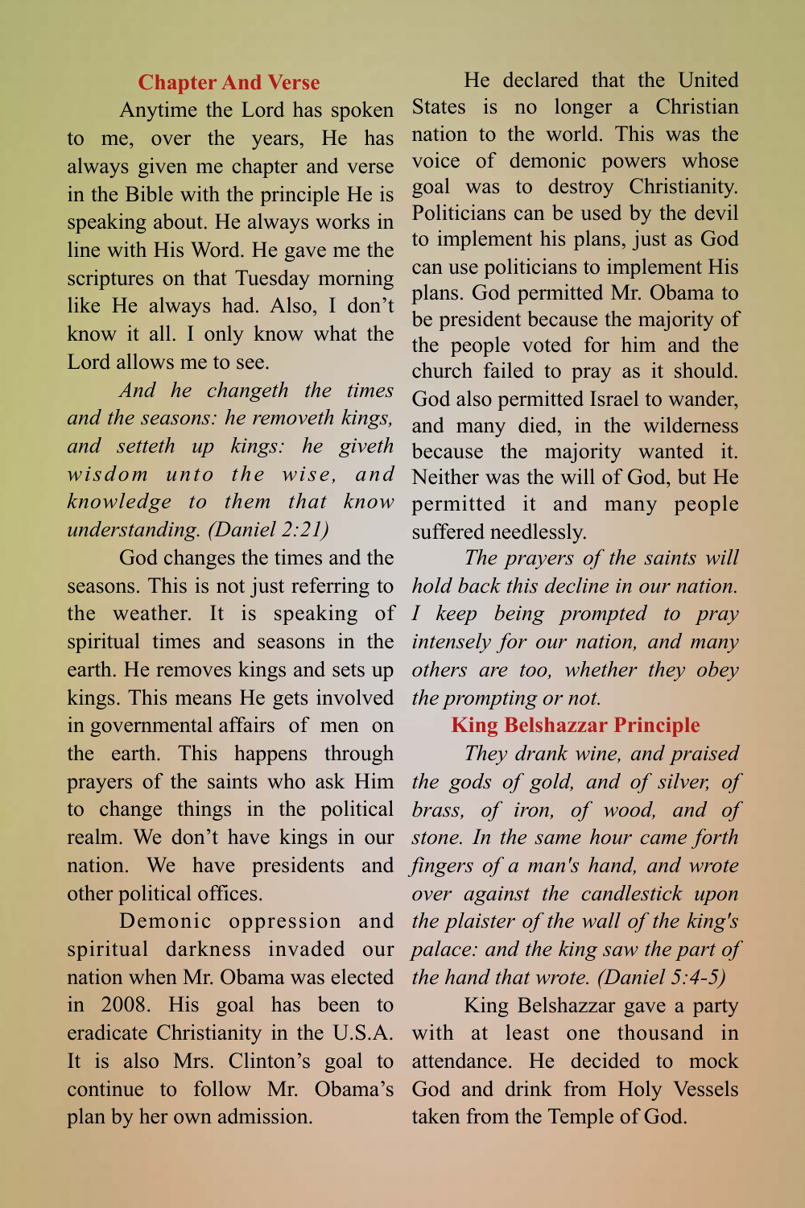### Chapter And Verse

Anytime the Lord has spoken to me, over the years, He has always given me chapter and verse in the Bible with the principle He is speaking about. He always works in line with His Word. He gave me the scriptures on that Tuesday morning like He always had. Also, I don't know it all. I only know what the Lord allows me to see.

*And he changeth the times and the seasons: he removeth kings, and setteth up kings: he giveth wisdom unto the wise, and knowledge to them that know understanding. (Daniel 2:21)*

God changes the times and the seasons. This is not just referring to the weather. It is speaking of spiritual times and seasons in the earth. He removes kings and sets up kings. This means He gets involved in governmental affairs of men on the earth. This happens through prayers of the saints who ask Him to change things in the political realm. We don't have kings in our nation. We have presidents and other political offices.

Demonic oppression and spiritual darkness invaded our nation when Mr. Obama was elected in 2008. His goal has been to eradicate Christianity in the U.S.A. It is also Mrs. Clinton's goal to continue to follow Mr. Obama's plan by her own admission.

He declared that the United States is no longer a Christian nation to the world. This was the voice of demonic powers whose goal was to destroy Christianity. Politicians can be used by the devil to implement his plans, just as God can use politicians to implement His plans. God permitted Mr. Obama to be president because the majority of the people voted for him and the church failed to pray as it should. God also permitted Israel to wander, and many died, in the wilderness because the majority wanted it. Neither was the will of God, but He permitted it and many people suffered needlessly.

*The prayers of the saints will hold back this decline in our nation. I keep being prompted to pray intensely for our nation, and many others are too, whether they obey the prompting or not.*

### King Belshazzar Principle

*They drank wine, and praised the gods of gold, and of silver, of brass, of iron, of wood, and of stone. In the same hour came forth fingers of a man's hand, and wrote over against the candlestick upon the plaister of the wall of the king's palace: and the king saw the part of the hand that wrote. (Daniel 5:4-5)*

King Belshazzar gave a party with at least one thousand in attendance. He decided to mock God and drink from Holy Vessels taken from the Temple of God.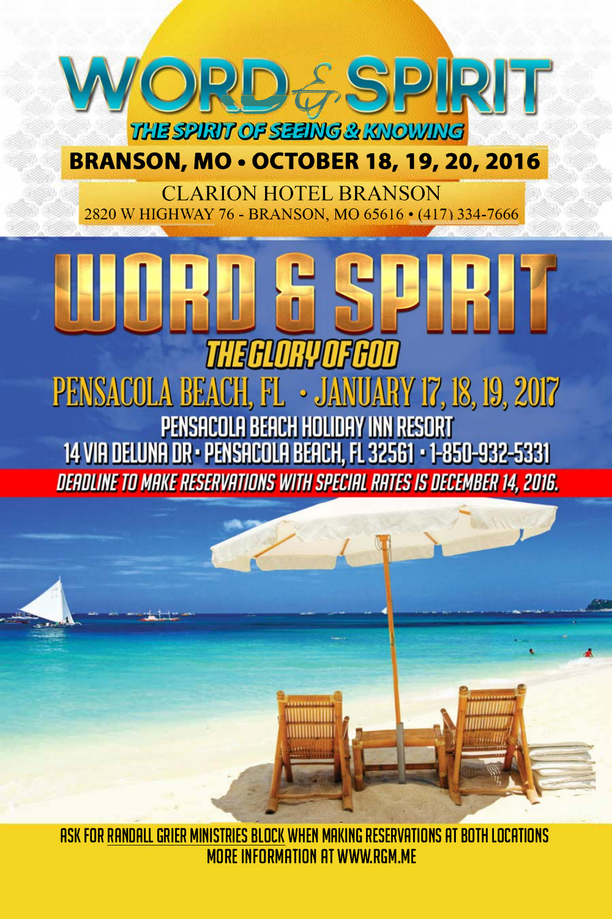# WORD & SPIRIT

## THE SPIRIT OF SEEING & KNOWING

**BRANSON, MO • OCTOBER 18, 19, 20, 2016**

CLARION HOTEL BRANSON

2820 W HIGHWAY 76 - BRANSON, MO 65616 • (417) 334-7666

# WORD & SPIRIT

## THE GLORY OF GOD

PENSACOLA BEACH, FL • JANUARY 17, 18, 19, 2017

PENSACOLA BEACH HOLIDAY INN RESORT

14 VIA DELUNA DR • PENSACOLA BEACH, FL 32561 • 1-850-932-5331

*DEADLINE TO MAKE RESERVATIONS WITH SPECIAL RATES IS DECEMBER 14, 2016.*

ASK FOR RANDALL GRIER MINISTRIES BLOCK WHEN MAKING RESERVATIONS AT BOTH LOCATIONS

MORE INFORMATION AT WWW.RGM.ME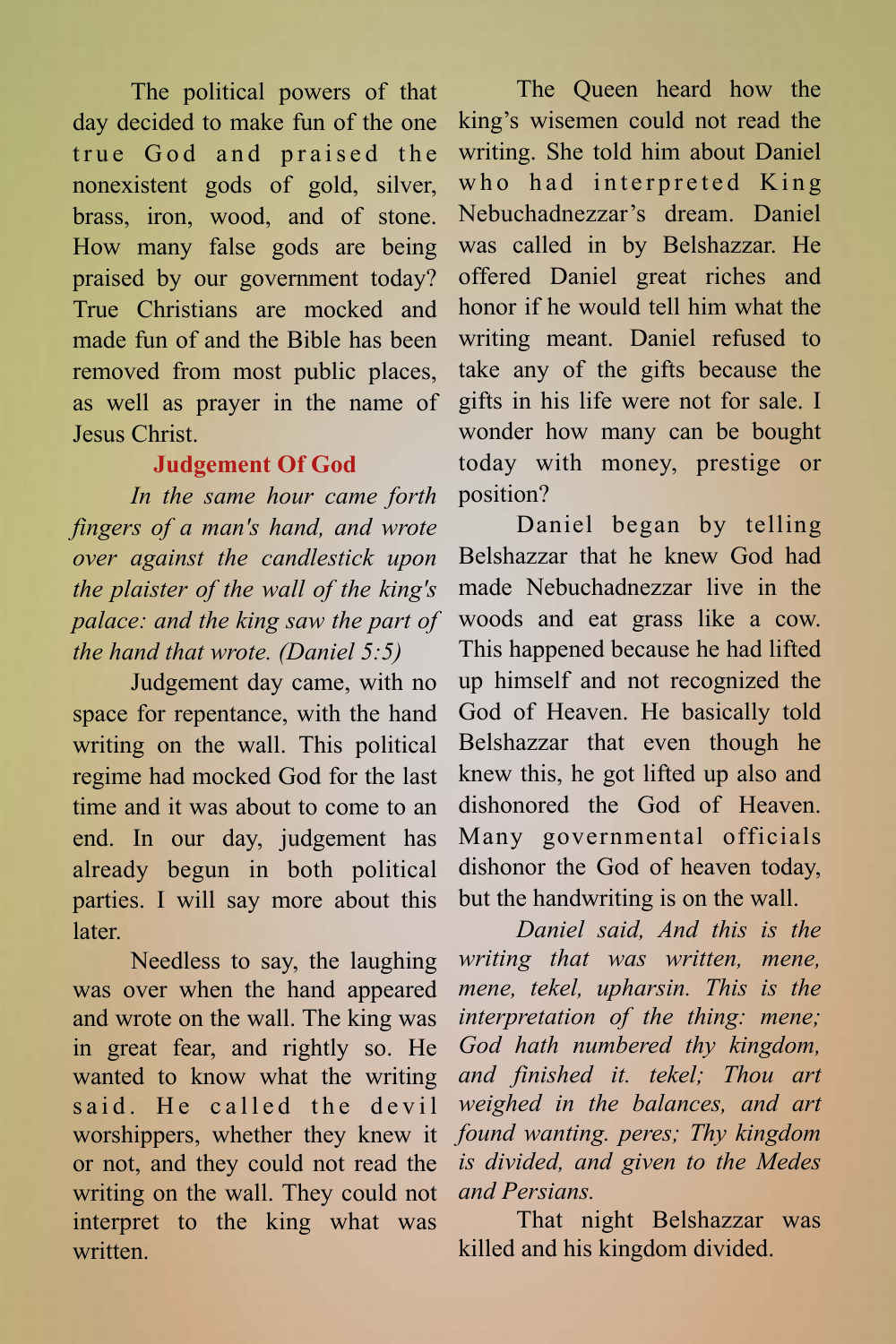The political powers of that day decided to make fun of the one true God and praised the nonexistent gods of gold, silver, brass, iron, wood, and of stone. How many false gods are being praised by our government today? True Christians are mocked and made fun of and the Bible has been removed from most public places, as well as prayer in the name of Jesus Christ.

### Judgement Of God

*In the same hour came forth fingers of a man's hand, and wrote over against the candlestick upon the plaister of the wall of the king's palace: and the king saw the part of the hand that wrote. (Daniel 5:5)*

Judgement day came, with no space for repentance, with the hand writing on the wall. This political regime had mocked God for the last time and it was about to come to an end. In our day, judgement has already begun in both political parties. I will say more about this later.

Needless to say, the laughing was over when the hand appeared and wrote on the wall. The king was in great fear, and rightly so. He wanted to know what the writing said. He called the devil worshippers, whether they knew it or not, and they could not read the writing on the wall. They could not interpret to the king what was written.

The Queen heard how the king's wisemen could not read the writing. She told him about Daniel who had interpreted King Nebuchadnezzar's dream. Daniel was called in by Belshazzar. He offered Daniel great riches and honor if he would tell him what the writing meant. Daniel refused to take any of the gifts because the gifts in his life were not for sale. I wonder how many can be bought today with money, prestige or position?

Daniel began by telling Belshazzar that he knew God had made Nebuchadnezzar live in the woods and eat grass like a cow. This happened because he had lifted up himself and not recognized the God of Heaven. He basically told Belshazzar that even though he knew this, he got lifted up also and dishonored the God of Heaven. Many governmental officials dishonor the God of heaven today, but the handwriting is on the wall.

*Daniel said, And this is the writing that was written, mene, mene, tekel, upharsin. This is the interpretation of the thing: mene; God hath numbered thy kingdom, and finished it. tekel; Thou art weighed in the balances, and art found wanting. peres; Thy kingdom is divided, and given to the Medes and Persians.*

That night Belshazzar was killed and his kingdom divided.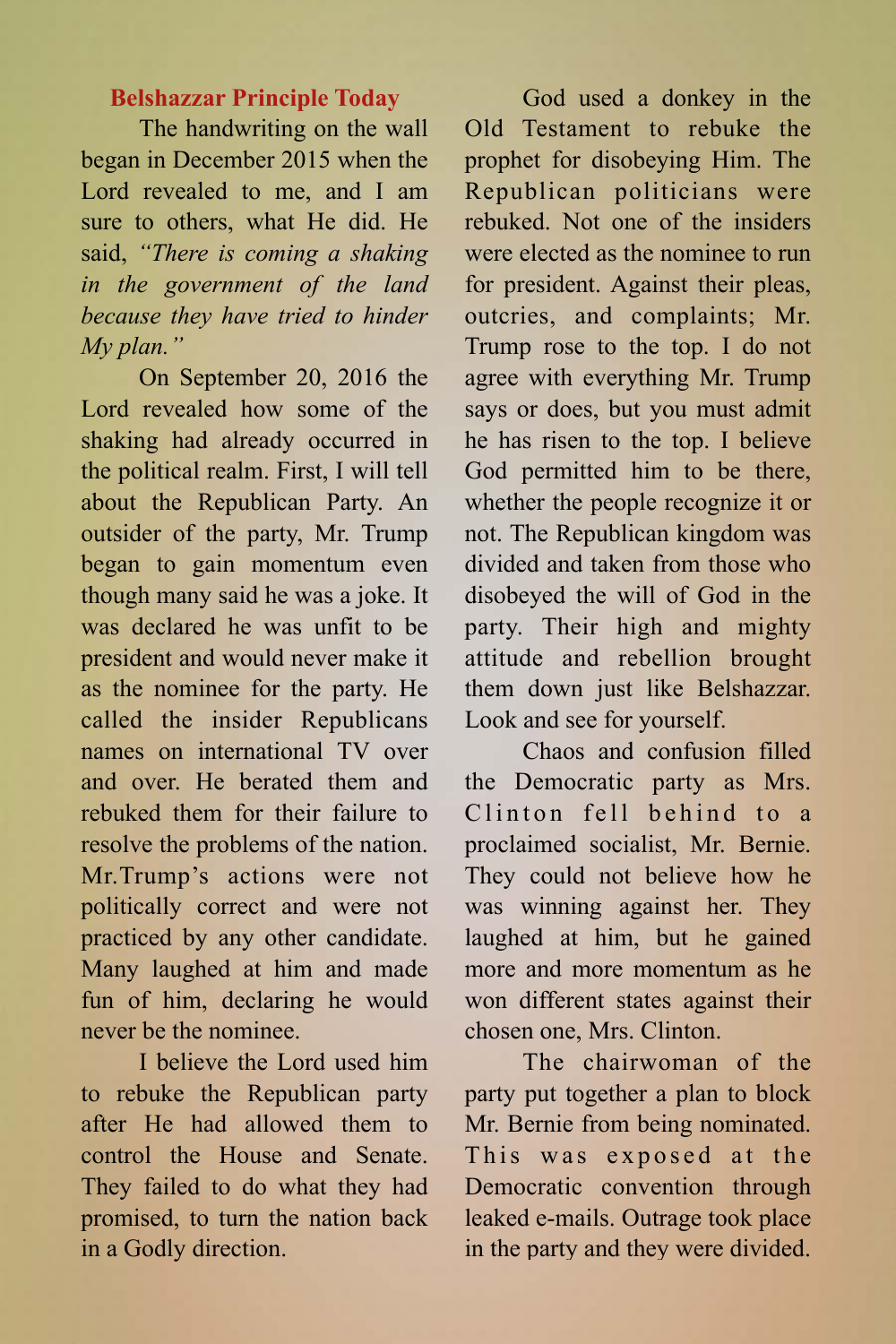### Belshazzar Principle Today

The handwriting on the wall began in December 2015 when the Lord revealed to me, and I am sure to others, what He did. He said, *"There is coming a shaking in the government of the land because they have tried to hinder My plan."*

On September 20, 2016 the Lord revealed how some of the shaking had already occurred in the political realm. First, I will tell about the Republican Party. An outsider of the party, Mr. Trump began to gain momentum even though many said he was a joke. It was declared he was unfit to be president and would never make it as the nominee for the party. He called the insider Republicans names on international TV over and over. He berated them and rebuked them for their failure to resolve the problems of the nation. Mr.Trump's actions were not politically correct and were not practiced by any other candidate. Many laughed at him and made fun of him, declaring he would never be the nominee.

I believe the Lord used him to rebuke the Republican party after He had allowed them to control the House and Senate. They failed to do what they had promised, to turn the nation back in a Godly direction.

God used a donkey in the Old Testament to rebuke the prophet for disobeying Him. The Republican politicians were rebuked. Not one of the insiders were elected as the nominee to run for president. Against their pleas, outcries, and complaints; Mr. Trump rose to the top. I do not agree with everything Mr. Trump says or does, but you must admit he has risen to the top. I believe God permitted him to be there, whether the people recognize it or not. The Republican kingdom was divided and taken from those who disobeyed the will of God in the party. Their high and mighty attitude and rebellion brought them down just like Belshazzar. Look and see for yourself.

Chaos and confusion filled the Democratic party as Mrs. Clinton fell behind to a proclaimed socialist, Mr. Bernie. They could not believe how he was winning against her. They laughed at him, but he gained more and more momentum as he won different states against their chosen one, Mrs. Clinton.

The chairwoman of the party put together a plan to block Mr. Bernie from being nominated. This was exposed at the Democratic convention through leaked e-mails. Outrage took place in the party and they were divided.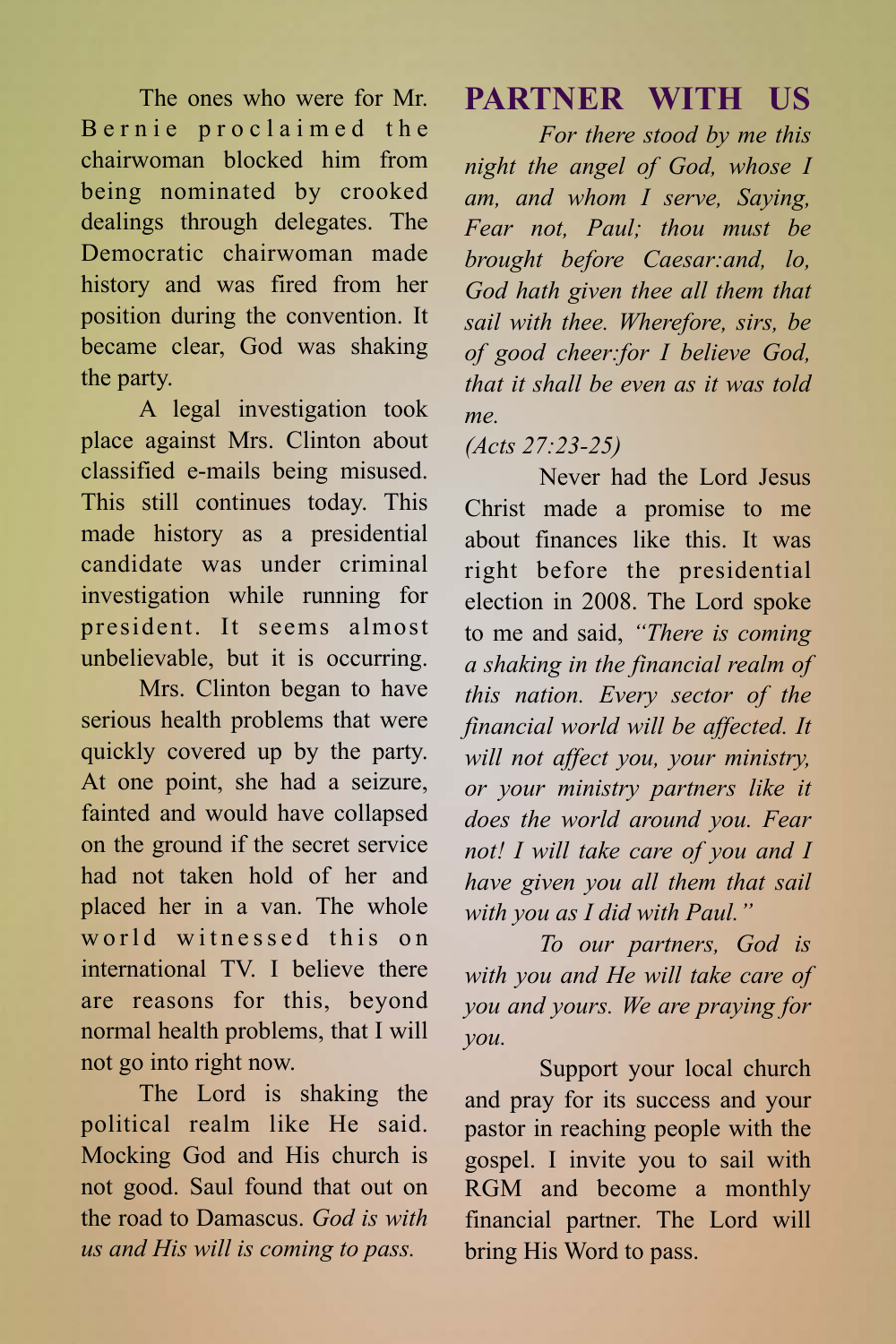The ones who were for Mr. Bernie proclaimed the chairwoman blocked him from being nominated by crooked dealings through delegates. The Democratic chairwoman made history and was fired from her position during the convention. It became clear, God was shaking the party.

A legal investigation took place against Mrs. Clinton about classified e-mails being misused. This still continues today. This made history as a presidential candidate was under criminal investigation while running for president. It seems almost unbelievable, but it is occurring.

Mrs. Clinton began to have serious health problems that were quickly covered up by the party. At one point, she had a seizure, fainted and would have collapsed on the ground if the secret service had not taken hold of her and placed her in a van. The whole world witnessed this on international TV. I believe there are reasons for this, beyond normal health problems, that I will not go into right now.

The Lord is shaking the political realm like He said. Mocking God and His church is not good. Saul found that out on the road to Damascus. *God is with us and His will is coming to pass.*

## PARTNER WITH US

*For there stood by me this night the angel of God, whose I am, and whom I serve, Saying, Fear not, Paul; thou must be brought before Caesar:and, lo, God hath given thee all them that sail with thee. Wherefore, sirs, be of good cheer:for I believe God, that it shall be even as it was told me.*

*(Acts 27:23-25)*

Never had the Lord Jesus Christ made a promise to me about finances like this. It was right before the presidential election in 2008. The Lord spoke to me and said, *"There is coming a shaking in the financial realm of this nation. Every sector of the financial world will be affected. It will not affect you, your ministry, or your ministry partners like it does the world around you. Fear not! I will take care of you and I have given you all them that sail with you as I did with Paul."*

*To our partners, God is with you and He will take care of you and yours. We are praying for you.*

Support your local church and pray for its success and your pastor in reaching people with the gospel. I invite you to sail with RGM and become a monthly financial partner. The Lord will bring His Word to pass.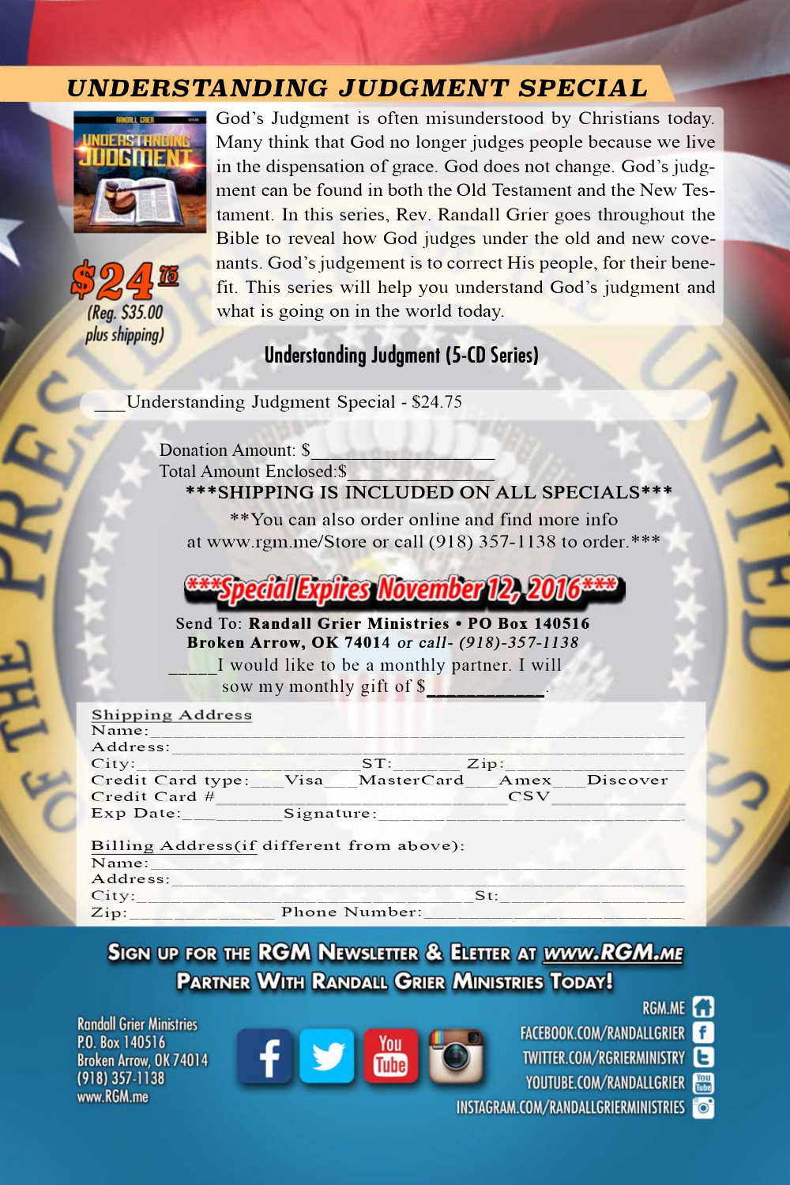## UNDERSTANDING JUDGMENT SPECIAL

$24.75
(Reg. $35.00 plus shipping)

God's Judgment is often misunderstood by Christians today. Many think that God no longer judges people because we live in the dispensation of grace. God does not change. God's judgment can be found in both the Old Testament and the New Testament. In this series, Rev. Randall Grier goes throughout the Bible to reveal how God judges under the old and new covenants. God's judgement is to correct His people, for their benefit. This series will help you understand God's judgment and what is going on in the world today.

### Understanding Judgment (5-CD Series)

___Understanding Judgment Special - $24.75

Donation Amount: $_______________

Total Amount Enclosed:$_______________

**\*\*\*SHIPPING IS INCLUDED ON ALL SPECIALS\*\*\***

\*\*You can also order online and find more info at www.rgm.me/Store or call (918) 357-1138 to order.\*\*\*

**\*\*\*Special Expires November 12, 2016\*\*\***

Send To: **Randall Grier Ministries • PO Box 140516 Broken Arrow, OK 74014** *or call- (918)-357-1138*

_____I would like to be a monthly partner. I will sow my monthly gift of $___________.

Shipping Address

Name:______________________________

Address:______________________________

City:________________ST:______ Zip:______________

Credit Card type:___Visa___MasterCard___Amex___Discover

Credit Card #______________________ CSV__________

Exp Date:_________Signature:______________________

Billing Address(if different from above):

Name:______________________________

Address:______________________________

City:______________________St:______________

Zip:____________ Phone Number:____________________

**Sign up for the RGM Newsletter & Eletter at www.RGM.me**

**Partner With Randall Grier Ministries Today!**

Randall Grier Ministries
P.O. Box 140516
Broken Arrow, OK 74014
(918) 357-1138
www.RGM.me

RGM.ME
FACEBOOK.COM/RANDALLGRIER
TWITTER.COM/RGRIERMINISTRY
YOUTUBE.COM/RANDALLGRIER
INSTAGRAM.COM/RANDALLGRIERMINISTRIES